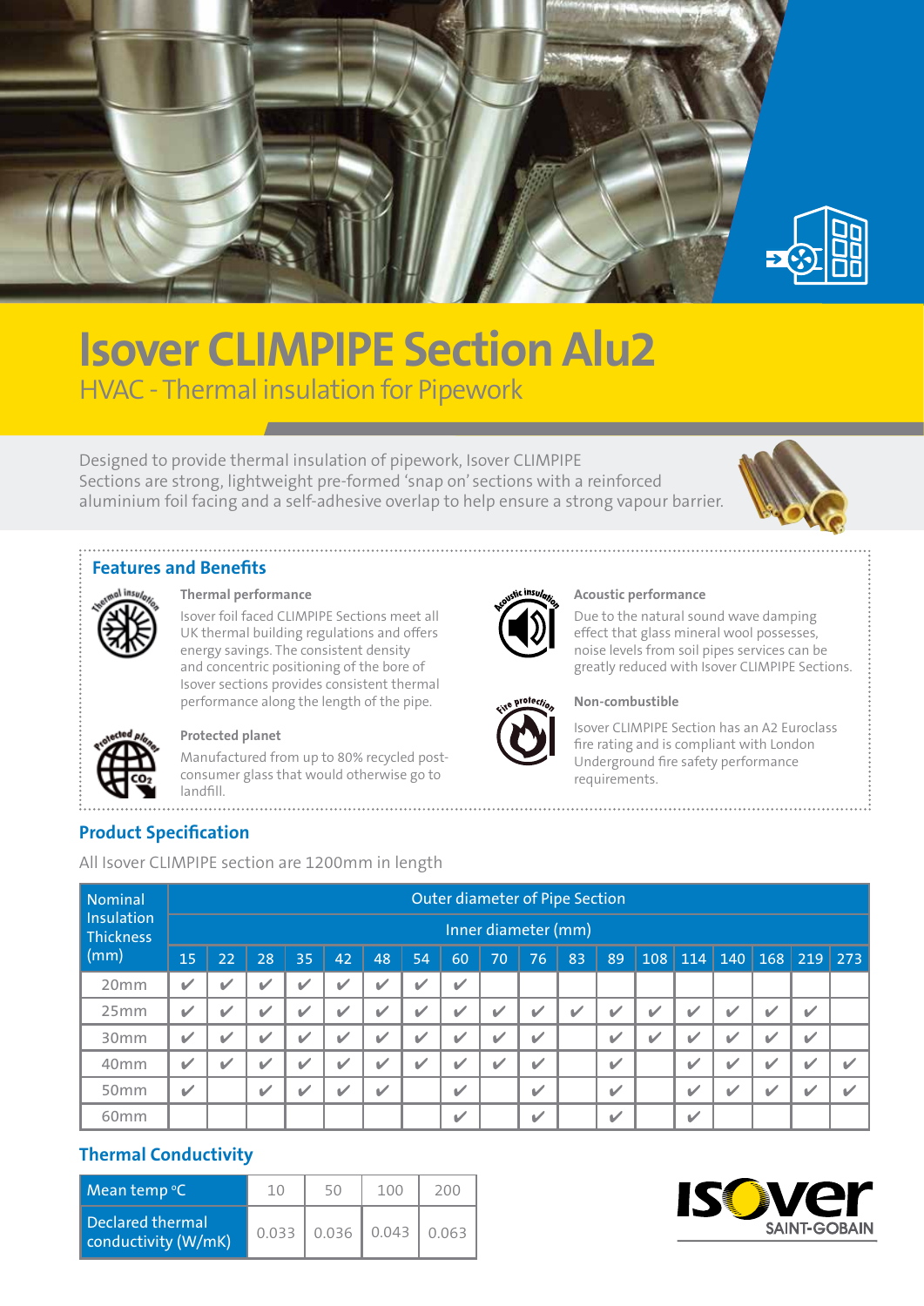# Isover CLIMPIPE Section Alu2

## HVAC - Thermal insulation for Pipework

Designed to provide thermal insulation of pipework, Isover CLIMPIPE Sections are strong, lightweight pre-formed 'snap on' sections with a reinforced aluminium foil facing and a self-adhesive overlap to help ensure a strong vapour barrier.

### Features and Benefits

**Thermal performance**

Isover foil faced CLIMPIPE Sections meet all UK thermal building regulations and offers energy savings. The consistent density and concentric positioning of the bore of Isover sections provides consistent thermal performance along the length of the pipe.

**Protected planet**

Manufactured from up to 80% recycled post-consumer glass that would otherwise go to landfill.

**Acoustic performance**

Due to the natural sound wave damping effect that glass mineral wool possesses, noise levels from soil pipes services can be greatly reduced with Isover CLIMPIPE Sections.

**Non-combustible**

Isover CLIMPIPE Section has an A2 Euroclass fire rating and is compliant with London Underground fire safety performance requirements.

### Product Specification

All Isover CLIMPIPE section are 1200mm in length

| Nominal Insulation Thickness (mm) | Outer diameter of Pipe Section | | | | | | | | | | | | | | | | | |
|---|---|---|---|---|---|---|---|---|---|---|---|---|---|---|---|---|---|---|
| | Inner diameter (mm) | | | | | | | | | | | | | | | | | |
| | 15 | 22 | 28 | 35 | 42 | 48 | 54 | 60 | 70 | 76 | 83 | 89 | 108 | 114 | 140 | 168 | 219 | 273 |
| 20mm | ✔ | ✔ | ✔ | ✔ | ✔ | ✔ | ✔ | ✔ | | | | | | | | | | |
| 25mm | ✔ | ✔ | ✔ | ✔ | ✔ | ✔ | ✔ | ✔ | ✔ | ✔ | ✔ | ✔ | ✔ | ✔ | ✔ | ✔ | ✔ | |
| 30mm | ✔ | ✔ | ✔ | ✔ | ✔ | ✔ | ✔ | ✔ | ✔ | ✔ | | ✔ | ✔ | ✔ | ✔ | ✔ | ✔ | |
| 40mm | ✔ | ✔ | ✔ | ✔ | ✔ | ✔ | ✔ | ✔ | ✔ | ✔ | | ✔ | | ✔ | ✔ | ✔ | ✔ | ✔ |
| 50mm | ✔ | | ✔ | ✔ | ✔ | ✔ | | ✔ | | ✔ | | ✔ | | ✔ | ✔ | ✔ | ✔ | ✔ |
| 60mm | | | | | | | | ✔ | | ✔ | | ✔ | | ✔ | | | | |

### Thermal Conductivity

| Mean temp °C | 10 | 50 | 100 | 200 |
|---|---|---|---|---|
| Declared thermal conductivity (W/mK) | 0.033 | 0.036 | 0.043 | 0.063 |

ISOVER SAINT-GOBAIN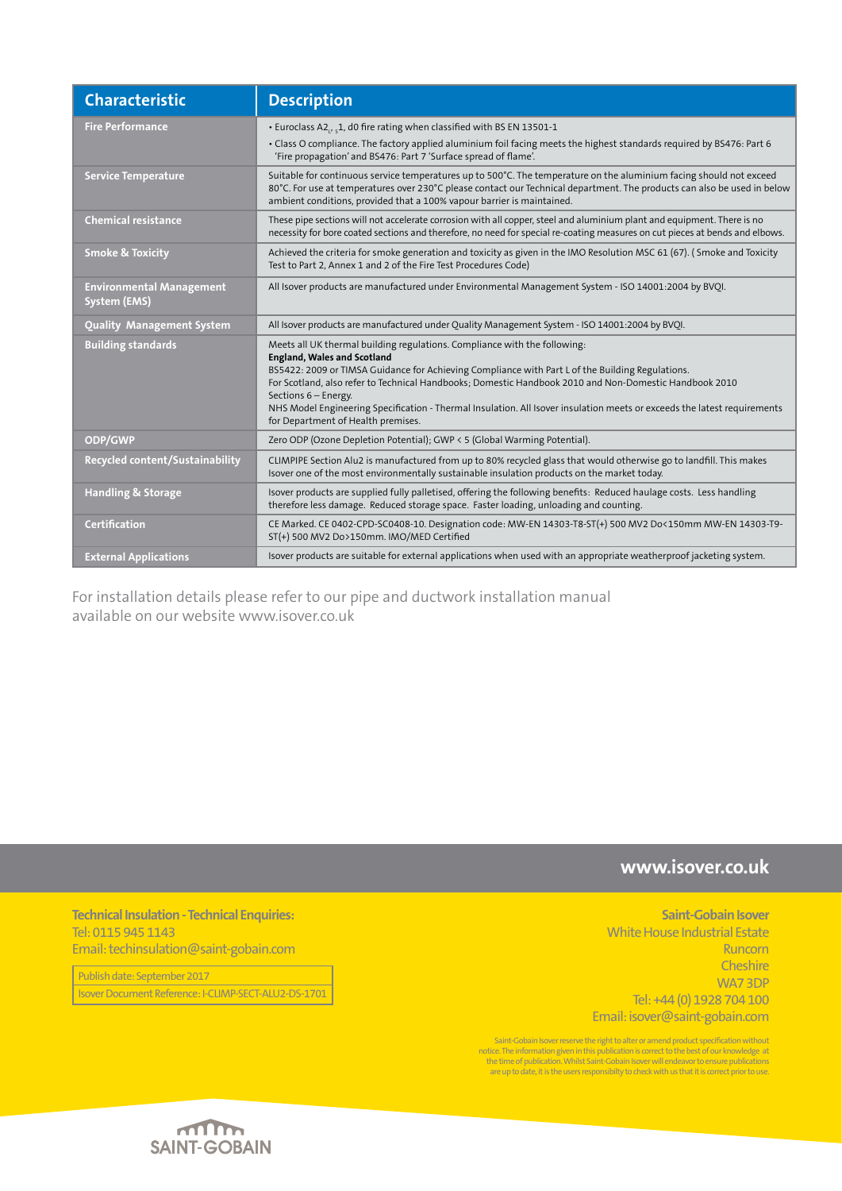| Characteristic | Description |
|---|---|
| Fire Performance | • Euroclass A2$_{L}$-s1, d0 fire rating when classified with BS EN 13501-1<br>• Class O compliance. The factory applied aluminium foil facing meets the highest standards required by BS476: Part 6 'Fire propagation' and BS476: Part 7 'Surface spread of flame'. |
| Service Temperature | Suitable for continuous service temperatures up to 500°C. The temperature on the aluminium facing should not exceed 80°C. For use at temperatures over 230°C please contact our Technical department. The products can also be used in below ambient conditions, provided that a 100% vapour barrier is maintained. |
| Chemical resistance | These pipe sections will not accelerate corrosion with all copper, steel and aluminium plant and equipment. There is no necessity for bore coated sections and therefore, no need for special re-coating measures on cut pieces at bends and elbows. |
| Smoke & Toxicity | Achieved the criteria for smoke generation and toxicity as given in the IMO Resolution MSC 61 (67). ( Smoke and Toxicity Test to Part 2, Annex 1 and 2 of the Fire Test Procedures Code) |
| Environmental Management System (EMS) | All Isover products are manufactured under Environmental Management System - ISO 14001:2004 by BVQI. |
| Quality Management System | All Isover products are manufactured under Quality Management System - ISO 14001:2004 by BVQI. |
| Building standards | Meets all UK thermal building regulations. Compliance with the following:<br>**England, Wales and Scotland**<br>BS5422: 2009 or TIMSA Guidance for Achieving Compliance with Part L of the Building Regulations.<br>For Scotland, also refer to Technical Handbooks; Domestic Handbook 2010 and Non-Domestic Handbook 2010 Sections 6 – Energy.<br>NHS Model Engineering Specification - Thermal Insulation. All Isover insulation meets or exceeds the latest requirements for Department of Health premises. |
| ODP/GWP | Zero ODP (Ozone Depletion Potential); GWP < 5 (Global Warming Potential). |
| Recycled content/Sustainability | CLIMPIPE Section Alu2 is manufactured from up to 80% recycled glass that would otherwise go to landfill. This makes Isover one of the most environmentally sustainable insulation products on the market today. |
| Handling & Storage | Isover products are supplied fully palletised, offering the following benefits: Reduced haulage costs. Less handling therefore less damage. Reduced storage space. Faster loading, unloading and counting. |
| Certification | CE Marked. CE 0402-CPD-SC0408-10. Designation code: MW-EN 14303-T8-ST(+) 500 MV2 Do<150mm MW-EN 14303-T9-ST(+) 500 MV2 Do>150mm. IMO/MED Certified |
| External Applications | Isover products are suitable for external applications when used with an appropriate weatherproof jacketing system. |

For installation details please refer to our pipe and ductwork installation manual available on our website www.isover.co.uk

**www.isover.co.uk**

**Technical Insulation - Technical Enquiries:**
Tel: 0115 945 1143
Email: techinsulation@saint-gobain.com

Publish date: September 2017
Isover Document Reference: I-CLIMP-SECT-ALU2-DS-1701

**Saint-Gobain Isover**
White House Industrial Estate
Runcorn
Cheshire
WA7 3DP
Tel: +44 (0) 1928 704 100
Email: isover@saint-gobain.com

Saint-Gobain Isover reserve the right to alter or amend product specification without notice. The information given in this publication is correct to the best of our knowledge at the time of publication. Whilst Saint-Gobain Isover will endeavor to ensure publications are up to date, it is the users responsibilty to check with us that it is correct prior to use.

SAINT-GOBAIN